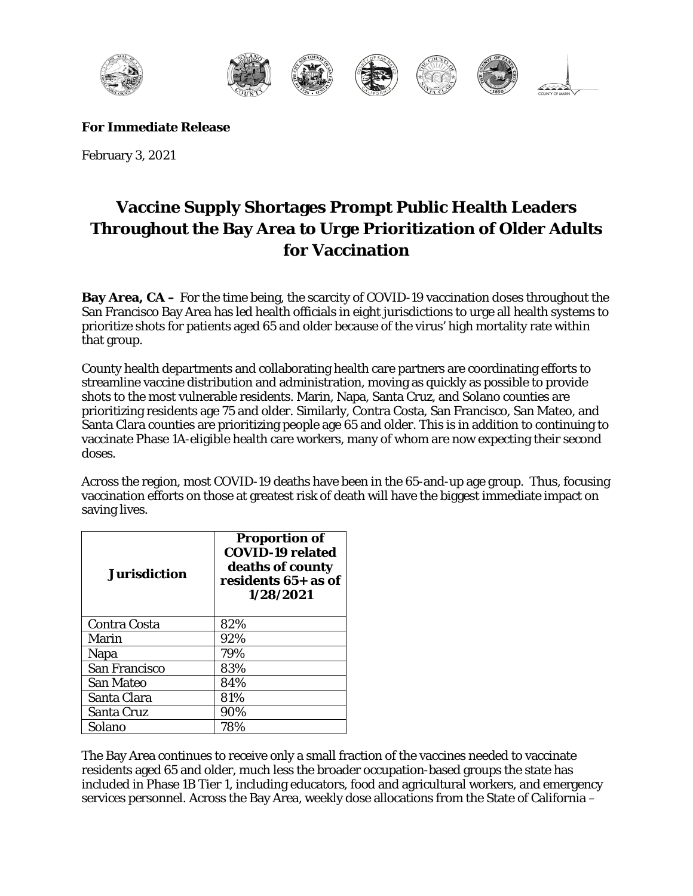**For Immediate Release**

February 3, 2021

# Vaccine Supply Shortages Prompt Public Health Leaders Throughout the Bay Area to Urge Prioritization of Older Adults for Vaccination

**Bay Area, CA –** For the time being, the scarcity of COVID-19 vaccination doses throughout the San Francisco Bay Area has led health officials in eight jurisdictions to urge all health systems to prioritize shots for patients aged 65 and older because of the virus' high mortality rate within that group.

County health departments and collaborating health care partners are coordinating efforts to streamline vaccine distribution and administration, moving as quickly as possible to provide shots to the most vulnerable residents. Marin, Napa, Santa Cruz, and Solano counties are prioritizing residents age 75 and older. Similarly, Contra Costa, San Francisco, San Mateo, and Santa Clara counties are prioritizing people age 65 and older. This is in addition to continuing to vaccinate Phase 1A-eligible health care workers, many of whom are now expecting their second doses.

Across the region, most COVID-19 deaths have been in the 65-and-up age group. Thus, focusing vaccination efforts on those at greatest risk of death will have the biggest immediate impact on saving lives.

| **Jurisdiction** | **Proportion of COVID-19 related deaths of county residents 65+ as of 1/28/2021** |
|---|---|
| Contra Costa | 82% |
| Marin | 92% |
| Napa | 79% |
| San Francisco | 83% |
| San Mateo | 84% |
| Santa Clara | 81% |
| Santa Cruz | 90% |
| Solano | 78% |

The Bay Area continues to receive only a small fraction of the vaccines needed to vaccinate residents aged 65 and older, much less the broader occupation-based groups the state has included in Phase 1B Tier 1, including educators, food and agricultural workers, and emergency services personnel. Across the Bay Area, weekly dose allocations from the State of California –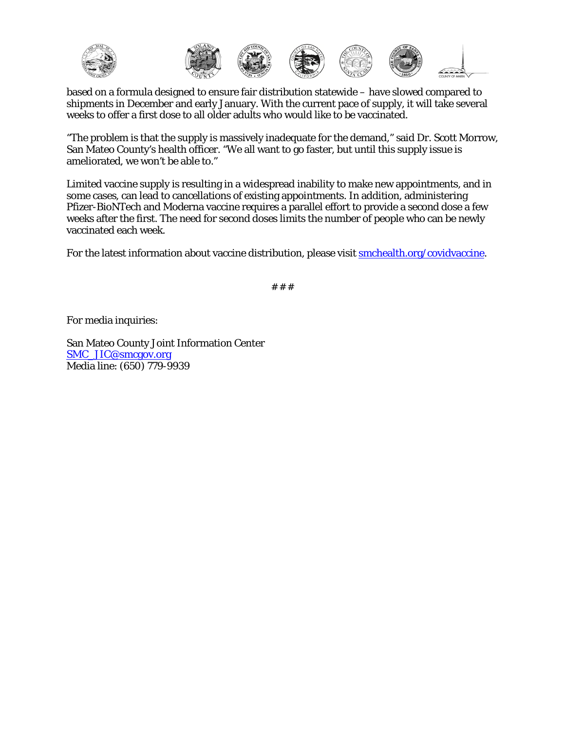based on a formula designed to ensure fair distribution statewide – have slowed compared to shipments in December and early January. With the current pace of supply, it will take several weeks to offer a first dose to all older adults who would like to be vaccinated.

“The problem is that the supply is massively inadequate for the demand,” said Dr. Scott Morrow, San Mateo County’s health officer. “We all want to go faster, but until this supply issue is ameliorated, we won’t be able to.”

Limited vaccine supply is resulting in a widespread inability to make new appointments, and in some cases, can lead to cancellations of existing appointments. In addition, administering Pfizer-BioNTech and Moderna vaccine requires a parallel effort to provide a second dose a few weeks after the first. The need for second doses limits the number of people who can be newly vaccinated each week.

For the latest information about vaccine distribution, please visit smchealth.org/covidvaccine.

# # #

For media inquiries:

San Mateo County Joint Information Center
SMC_JIC@smcgov.org
Media line: (650) 779-9939